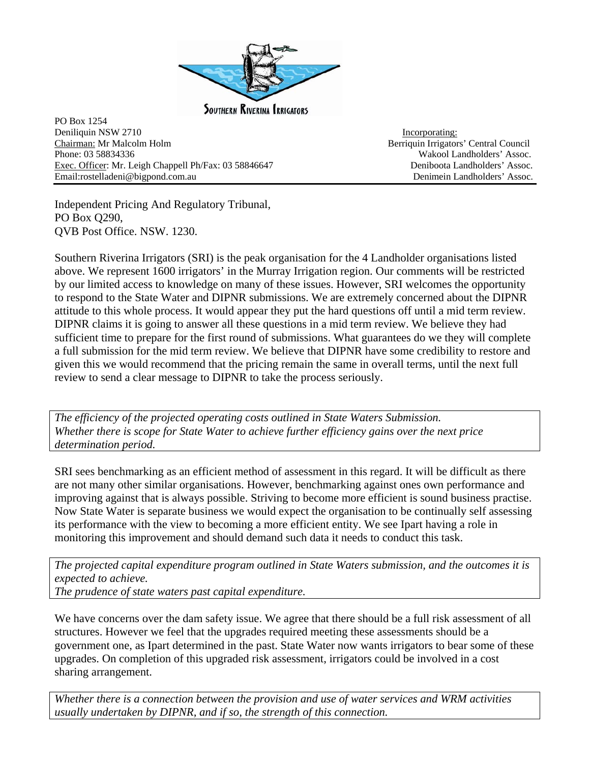**SOUTHERN RIVERINA IRRIGATORS**

PO Box 1254
Deniliquin NSW 2710
Chairman: Mr Malcolm Holm
Phone: 03 58834336
Exec. Officer: Mr. Leigh Chappell Ph/Fax: 03 58846647
Email:rostelladeni@bigpond.com.au

Incorporating:
Berriquin Irrigators' Central Council
Wakool Landholders' Assoc.
Deniboota Landholders' Assoc.
Denimein Landholders' Assoc.

---

Independent Pricing And Regulatory Tribunal,
PO Box Q290,
QVB Post Office. NSW. 1230.

Southern Riverina Irrigators (SRI) is the peak organisation for the 4 Landholder organisations listed above. We represent 1600 irrigators' in the Murray Irrigation region. Our comments will be restricted by our limited access to knowledge on many of these issues. However, SRI welcomes the opportunity to respond to the State Water and DIPNR submissions. We are extremely concerned about the DIPNR attitude to this whole process. It would appear they put the hard questions off until a mid term review. DIPNR claims it is going to answer all these questions in a mid term review. We believe they had sufficient time to prepare for the first round of submissions. What guarantees do we they will complete a full submission for the mid term review. We believe that DIPNR have some credibility to restore and given this we would recommend that the pricing remain the same in overall terms, until the next full review to send a clear message to DIPNR to take the process seriously.

*The efficiency of the projected operating costs outlined in State Waters Submission.*
*Whether there is scope for State Water to achieve further efficiency gains over the next price determination period.*

SRI sees benchmarking as an efficient method of assessment in this regard. It will be difficult as there are not many other similar organisations. However, benchmarking against ones own performance and improving against that is always possible. Striving to become more efficient is sound business practise. Now State Water is separate business we would expect the organisation to be continually self assessing its performance with the view to becoming a more efficient entity. We see Ipart having a role in monitoring this improvement and should demand such data it needs to conduct this task.

*The projected capital expenditure program outlined in State Waters submission, and the outcomes it is expected to achieve.*
*The prudence of state waters past capital expenditure.*

We have concerns over the dam safety issue. We agree that there should be a full risk assessment of all structures. However we feel that the upgrades required meeting these assessments should be a government one, as Ipart determined in the past. State Water now wants irrigators to bear some of these upgrades. On completion of this upgraded risk assessment, irrigators could be involved in a cost sharing arrangement.

*Whether there is a connection between the provision and use of water services and WRM activities usually undertaken by DIPNR, and if so, the strength of this connection.*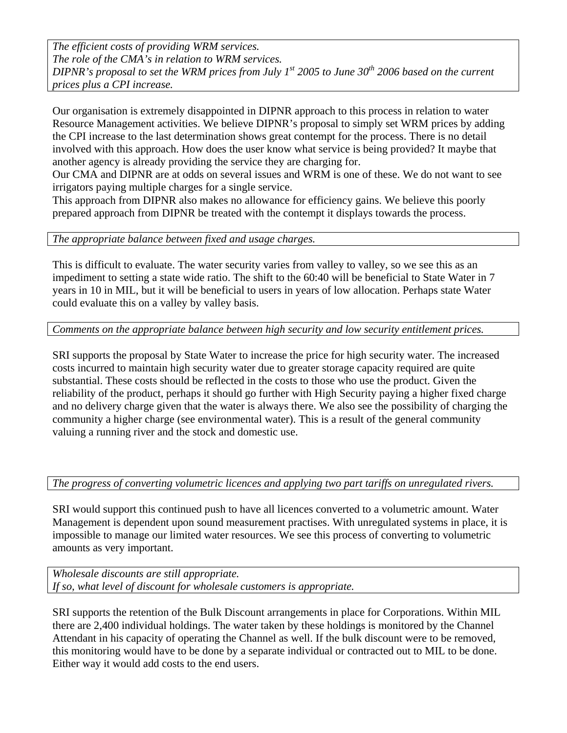*The efficient costs of providing WRM services.*
*The role of the CMA's in relation to WRM services.*
*DIPNR's proposal to set the WRM prices from July 1st 2005 to June 30th 2006 based on the current prices plus a CPI increase.*

Our organisation is extremely disappointed in DIPNR approach to this process in relation to water Resource Management activities. We believe DIPNR's proposal to simply set WRM prices by adding the CPI increase to the last determination shows great contempt for the process. There is no detail involved with this approach. How does the user know what service is being provided? It maybe that another agency is already providing the service they are charging for.
Our CMA and DIPNR are at odds on several issues and WRM is one of these. We do not want to see irrigators paying multiple charges for a single service.
This approach from DIPNR also makes no allowance for efficiency gains. We believe this poorly prepared approach from DIPNR be treated with the contempt it displays towards the process.

*The appropriate balance between fixed and usage charges.*

This is difficult to evaluate. The water security varies from valley to valley, so we see this as an impediment to setting a state wide ratio. The shift to the 60:40 will be beneficial to State Water in 7 years in 10 in MIL, but it will be beneficial to users in years of low allocation. Perhaps state Water could evaluate this on a valley by valley basis.

*Comments on the appropriate balance between high security and low security entitlement prices.*

SRI supports the proposal by State Water to increase the price for high security water. The increased costs incurred to maintain high security water due to greater storage capacity required are quite substantial. These costs should be reflected in the costs to those who use the product. Given the reliability of the product, perhaps it should go further with High Security paying a higher fixed charge and no delivery charge given that the water is always there. We also see the possibility of charging the community a higher charge (see environmental water). This is a result of the general community valuing a running river and the stock and domestic use.

*The progress of converting volumetric licences and applying two part tariffs on unregulated rivers.*

SRI would support this continued push to have all licences converted to a volumetric amount. Water Management is dependent upon sound measurement practises. With unregulated systems in place, it is impossible to manage our limited water resources. We see this process of converting to volumetric amounts as very important.

*Wholesale discounts are still appropriate.*
*If so, what level of discount for wholesale customers is appropriate.*

SRI supports the retention of the Bulk Discount arrangements in place for Corporations. Within MIL there are 2,400 individual holdings. The water taken by these holdings is monitored by the Channel Attendant in his capacity of operating the Channel as well. If the bulk discount were to be removed, this monitoring would have to be done by a separate individual or contracted out to MIL to be done. Either way it would add costs to the end users.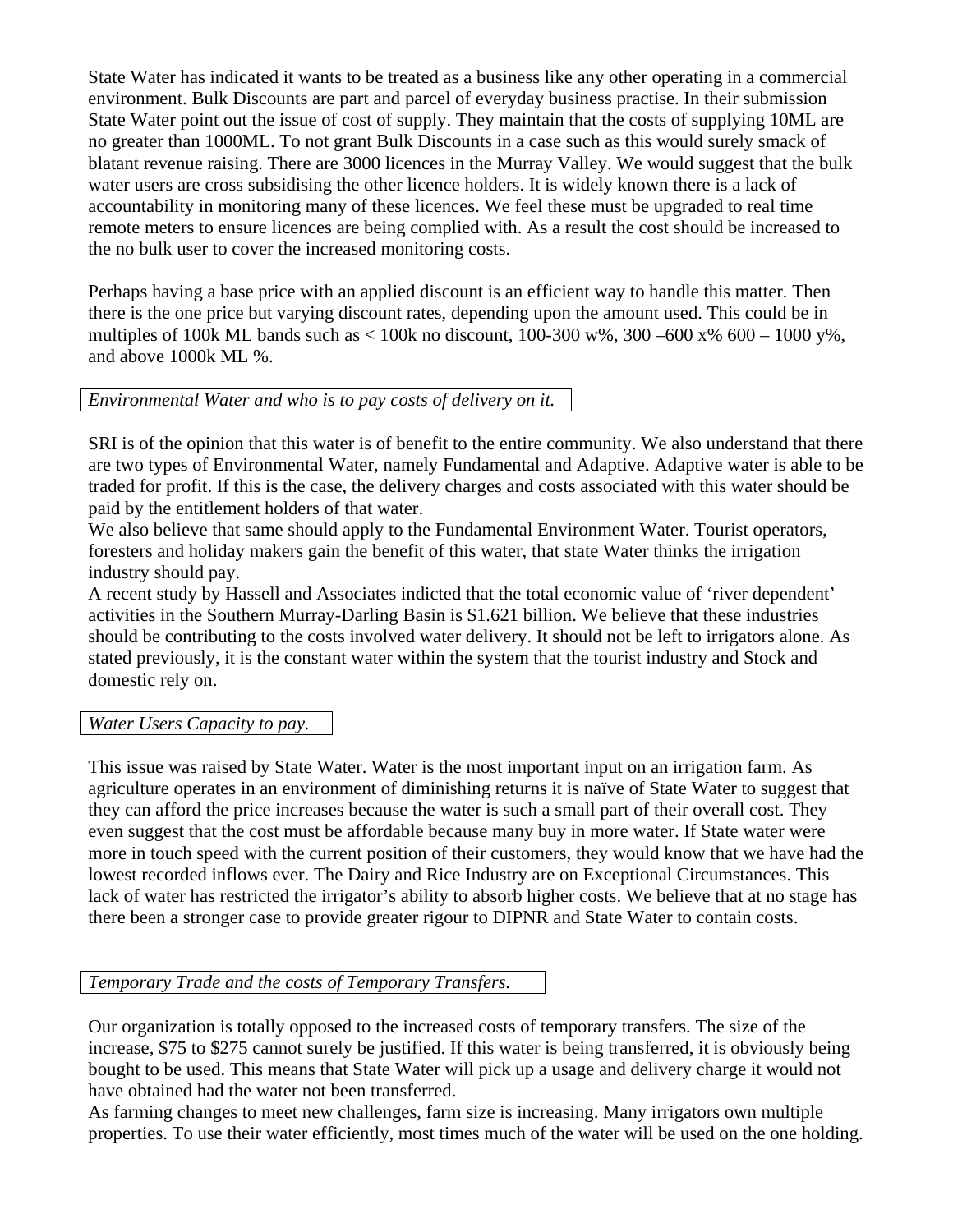State Water has indicated it wants to be treated as a business like any other operating in a commercial environment. Bulk Discounts are part and parcel of everyday business practise. In their submission State Water point out the issue of cost of supply. They maintain that the costs of supplying 10ML are no greater than 1000ML. To not grant Bulk Discounts in a case such as this would surely smack of blatant revenue raising. There are 3000 licences in the Murray Valley. We would suggest that the bulk water users are cross subsidising the other licence holders. It is widely known there is a lack of accountability in monitoring many of these licences. We feel these must be upgraded to real time remote meters to ensure licences are being complied with. As a result the cost should be increased to the no bulk user to cover the increased monitoring costs.

Perhaps having a base price with an applied discount is an efficient way to handle this matter. Then there is the one price but varying discount rates, depending upon the amount used. This could be in multiples of 100k ML bands such as < 100k no discount, 100-300 w%, 300 –600 x% 600 – 1000 y%, and above 1000k ML %.

*Environmental Water and who is to pay costs of delivery on it.*

SRI is of the opinion that this water is of benefit to the entire community. We also understand that there are two types of Environmental Water, namely Fundamental and Adaptive. Adaptive water is able to be traded for profit. If this is the case, the delivery charges and costs associated with this water should be paid by the entitlement holders of that water.
We also believe that same should apply to the Fundamental Environment Water. Tourist operators, foresters and holiday makers gain the benefit of this water, that state Water thinks the irrigation industry should pay.
A recent study by Hassell and Associates indicted that the total economic value of 'river dependent' activities in the Southern Murray-Darling Basin is $1.621 billion. We believe that these industries should be contributing to the costs involved water delivery. It should not be left to irrigators alone. As stated previously, it is the constant water within the system that the tourist industry and Stock and domestic rely on.

*Water Users Capacity to pay.*

This issue was raised by State Water. Water is the most important input on an irrigation farm. As agriculture operates in an environment of diminishing returns it is naïve of State Water to suggest that they can afford the price increases because the water is such a small part of their overall cost. They even suggest that the cost must be affordable because many buy in more water. If State water were more in touch speed with the current position of their customers, they would know that we have had the lowest recorded inflows ever. The Dairy and Rice Industry are on Exceptional Circumstances. This lack of water has restricted the irrigator's ability to absorb higher costs. We believe that at no stage has there been a stronger case to provide greater rigour to DIPNR and State Water to contain costs.

*Temporary Trade and the costs of Temporary Transfers.*

Our organization is totally opposed to the increased costs of temporary transfers. The size of the increase, $75 to $275 cannot surely be justified. If this water is being transferred, it is obviously being bought to be used. This means that State Water will pick up a usage and delivery charge it would not have obtained had the water not been transferred.
As farming changes to meet new challenges, farm size is increasing. Many irrigators own multiple properties. To use their water efficiently, most times much of the water will be used on the one holding.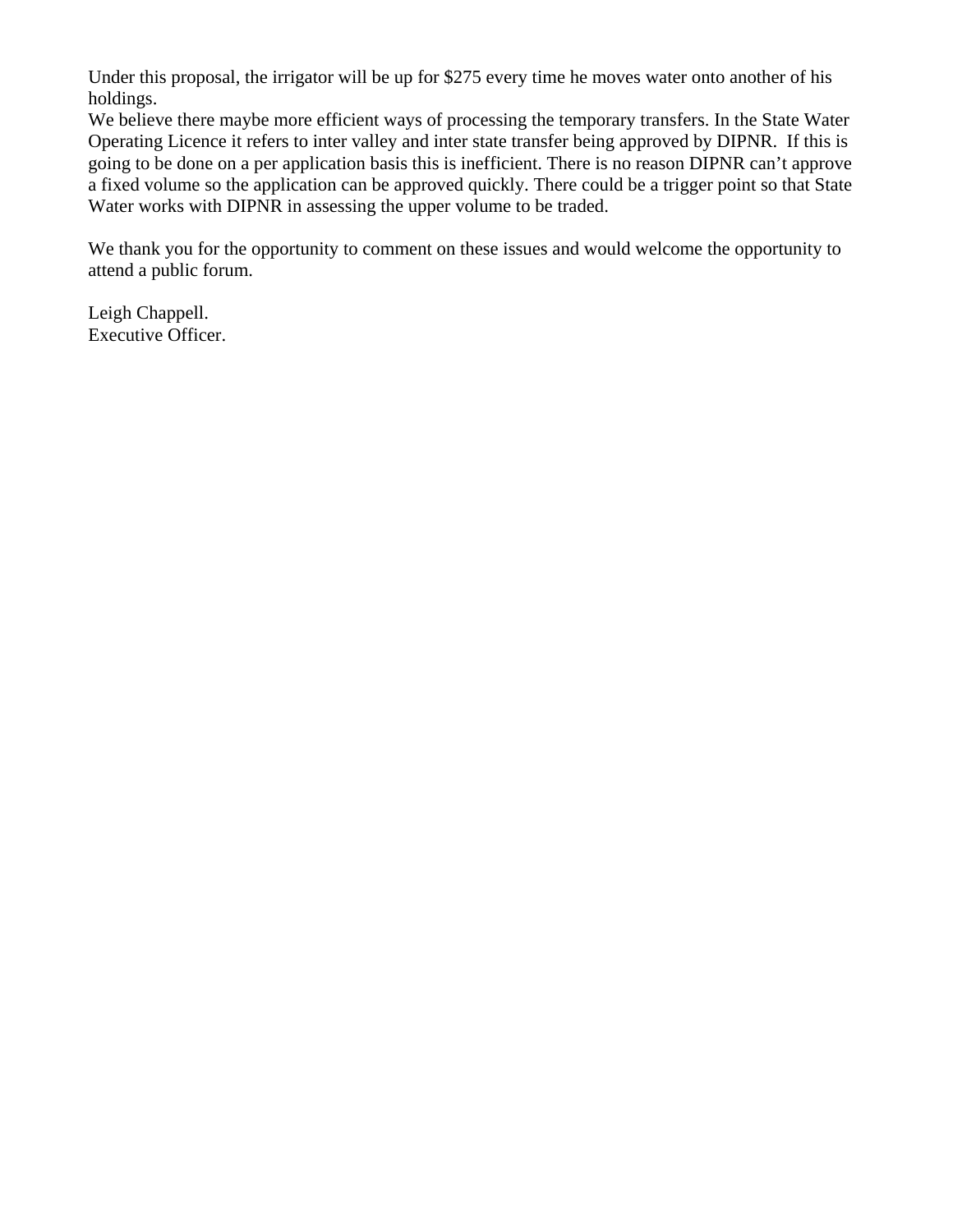Under this proposal, the irrigator will be up for $275 every time he moves water onto another of his holdings.

We believe there maybe more efficient ways of processing the temporary transfers. In the State Water Operating Licence it refers to inter valley and inter state transfer being approved by DIPNR. If this is going to be done on a per application basis this is inefficient. There is no reason DIPNR can't approve a fixed volume so the application can be approved quickly. There could be a trigger point so that State Water works with DIPNR in assessing the upper volume to be traded.

We thank you for the opportunity to comment on these issues and would welcome the opportunity to attend a public forum.

Leigh Chappell.
Executive Officer.